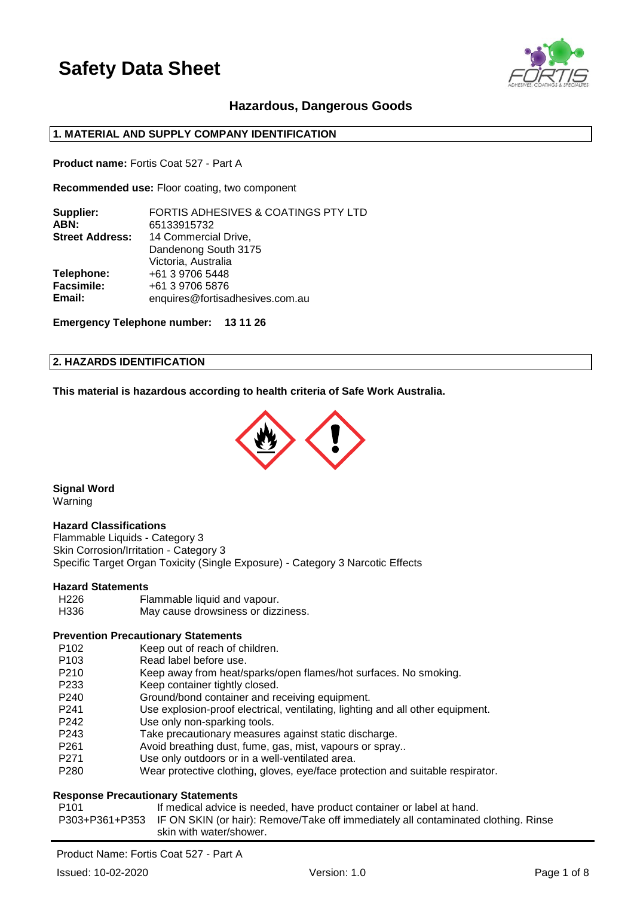# Safety Data Sheet

### Hazardous, Dangerous Goods

## 1. MATERIAL AND SUPPLY COMPANY IDENTIFICATION

**Product name:** Fortis Coat 527 - Part A

**Recommended use:** Floor coating, two component

| | |
|---|---|
| **Supplier:** | FORTIS ADHESIVES & COATINGS PTY LTD |
| **ABN:** | 65133915732 |
| **Street Address:** | 14 Commercial Drive, Dandenong South 3175 Victoria, Australia |
| **Telephone:** | +61 3 9706 5448 |
| **Facsimile:** | +61 3 9706 5876 |
| **Email:** | enquires@fortisadhesives.com.au |

**Emergency Telephone number: 13 11 26**

## 2. HAZARDS IDENTIFICATION

**This material is hazardous according to health criteria of Safe Work Australia.**

**Signal Word**
Warning

**Hazard Classifications**
Flammable Liquids - Category 3
Skin Corrosion/Irritation - Category 3
Specific Target Organ Toxicity (Single Exposure) - Category 3 Narcotic Effects

**Hazard Statements**

| | |
|---|---|
| H226 | Flammable liquid and vapour. |
| H336 | May cause drowsiness or dizziness. |

**Prevention Precautionary Statements**

| | |
|---|---|
| P102 | Keep out of reach of children. |
| P103 | Read label before use. |
| P210 | Keep away from heat/sparks/open flames/hot surfaces. No smoking. |
| P233 | Keep container tightly closed. |
| P240 | Ground/bond container and receiving equipment. |
| P241 | Use explosion-proof electrical, ventilating, lighting and all other equipment. |
| P242 | Use only non-sparking tools. |
| P243 | Take precautionary measures against static discharge. |
| P261 | Avoid breathing dust, fume, gas, mist, vapours or spray.. |
| P271 | Use only outdoors or in a well-ventilated area. |
| P280 | Wear protective clothing, gloves, eye/face protection and suitable respirator. |

**Response Precautionary Statements**

| | |
|---|---|
| P101 | If medical advice is needed, have product container or label at hand. |
| P303+P361+P353 | IF ON SKIN (or hair): Remove/Take off immediately all contaminated clothing. Rinse skin with water/shower. |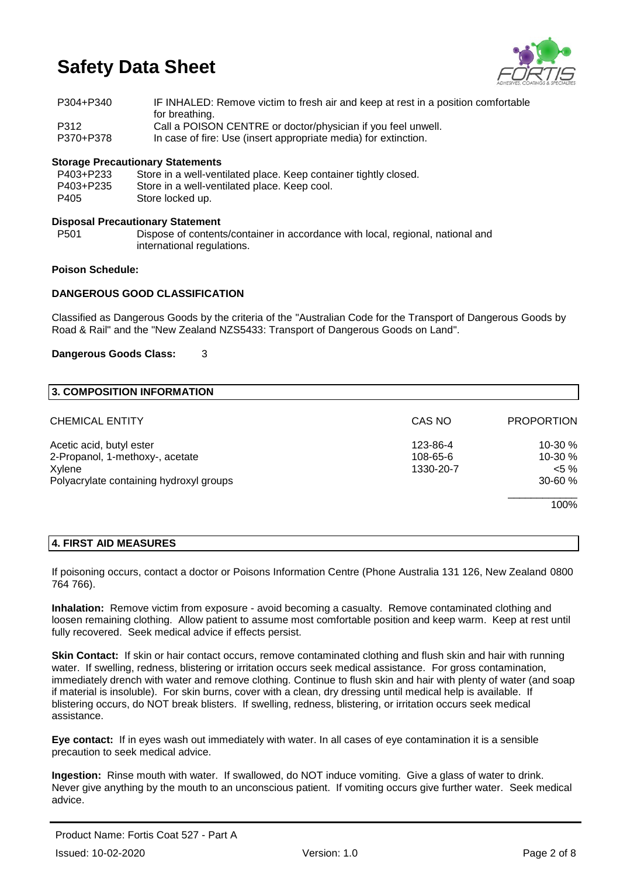| | |
|---|---|
| P304+P340 | IF INHALED: Remove victim to fresh air and keep at rest in a position comfortable for breathing. |
| P312 | Call a POISON CENTRE or doctor/physician if you feel unwell. |
| P370+P378 | In case of fire: Use (insert appropriate media) for extinction. |

**Storage Precautionary Statements**

| | |
|---|---|
| P403+P233 | Store in a well-ventilated place. Keep container tightly closed. |
| P403+P235 | Store in a well-ventilated place. Keep cool. |
| P405 | Store locked up. |

**Disposal Precautionary Statement**

| | |
|---|---|
| P501 | Dispose of contents/container in accordance with local, regional, national and international regulations. |

**Poison Schedule:**

**DANGEROUS GOOD CLASSIFICATION**

Classified as Dangerous Goods by the criteria of the "Australian Code for the Transport of Dangerous Goods by Road & Rail" and the "New Zealand NZS5433: Transport of Dangerous Goods on Land".

**Dangerous Goods Class:** 3

## 3. COMPOSITION INFORMATION

| CHEMICAL ENTITY | CAS NO | PROPORTION |
|---|---|---|
| Acetic acid, butyl ester | 123-86-4 | 10-30 % |
| 2-Propanol, 1-methoxy-, acetate | 108-65-6 | 10-30 % |
| Xylene | 1330-20-7 | <5 % |
| Polyacrylate containing hydroxyl groups | | 30-60 % |
| | | 100% |

## 4. FIRST AID MEASURES

If poisoning occurs, contact a doctor or Poisons Information Centre (Phone Australia 131 126, New Zealand 0800 764 766).

**Inhalation:** Remove victim from exposure - avoid becoming a casualty. Remove contaminated clothing and loosen remaining clothing. Allow patient to assume most comfortable position and keep warm. Keep at rest until fully recovered. Seek medical advice if effects persist.

**Skin Contact:** If skin or hair contact occurs, remove contaminated clothing and flush skin and hair with running water. If swelling, redness, blistering or irritation occurs seek medical assistance. For gross contamination, immediately drench with water and remove clothing. Continue to flush skin and hair with plenty of water (and soap if material is insoluble). For skin burns, cover with a clean, dry dressing until medical help is available. If blistering occurs, do NOT break blisters. If swelling, redness, blistering, or irritation occurs seek medical assistance.

**Eye contact:** If in eyes wash out immediately with water. In all cases of eye contamination it is a sensible precaution to seek medical advice.

**Ingestion:** Rinse mouth with water. If swallowed, do NOT induce vomiting. Give a glass of water to drink. Never give anything by the mouth to an unconscious patient. If vomiting occurs give further water. Seek medical advice.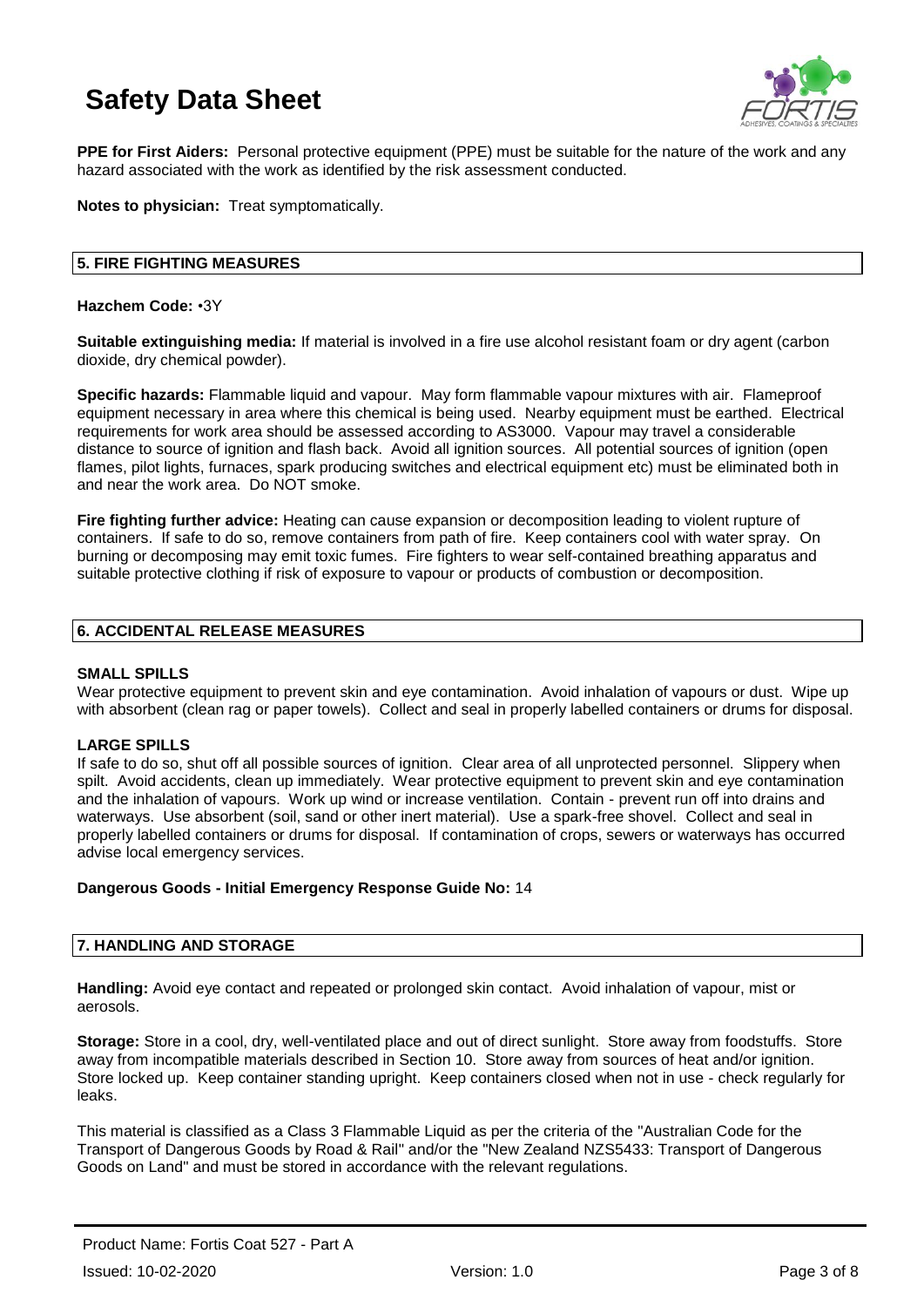**PPE for First Aiders:** Personal protective equipment (PPE) must be suitable for the nature of the work and any hazard associated with the work as identified by the risk assessment conducted.

**Notes to physician:** Treat symptomatically.

## 5. FIRE FIGHTING MEASURES

**Hazchem Code:** •3Y

**Suitable extinguishing media:** If material is involved in a fire use alcohol resistant foam or dry agent (carbon dioxide, dry chemical powder).

**Specific hazards:** Flammable liquid and vapour. May form flammable vapour mixtures with air. Flameproof equipment necessary in area where this chemical is being used. Nearby equipment must be earthed. Electrical requirements for work area should be assessed according to AS3000. Vapour may travel a considerable distance to source of ignition and flash back. Avoid all ignition sources. All potential sources of ignition (open flames, pilot lights, furnaces, spark producing switches and electrical equipment etc) must be eliminated both in and near the work area. Do NOT smoke.

**Fire fighting further advice:** Heating can cause expansion or decomposition leading to violent rupture of containers. If safe to do so, remove containers from path of fire. Keep containers cool with water spray. On burning or decomposing may emit toxic fumes. Fire fighters to wear self-contained breathing apparatus and suitable protective clothing if risk of exposure to vapour or products of combustion or decomposition.

## 6. ACCIDENTAL RELEASE MEASURES

### SMALL SPILLS

Wear protective equipment to prevent skin and eye contamination. Avoid inhalation of vapours or dust. Wipe up with absorbent (clean rag or paper towels). Collect and seal in properly labelled containers or drums for disposal.

### LARGE SPILLS

If safe to do so, shut off all possible sources of ignition. Clear area of all unprotected personnel. Slippery when spilt. Avoid accidents, clean up immediately. Wear protective equipment to prevent skin and eye contamination and the inhalation of vapours. Work up wind or increase ventilation. Contain - prevent run off into drains and waterways. Use absorbent (soil, sand or other inert material). Use a spark-free shovel. Collect and seal in properly labelled containers or drums for disposal. If contamination of crops, sewers or waterways has occurred advise local emergency services.

**Dangerous Goods - Initial Emergency Response Guide No:** 14

## 7. HANDLING AND STORAGE

**Handling:** Avoid eye contact and repeated or prolonged skin contact. Avoid inhalation of vapour, mist or aerosols.

**Storage:** Store in a cool, dry, well-ventilated place and out of direct sunlight. Store away from foodstuffs. Store away from incompatible materials described in Section 10. Store away from sources of heat and/or ignition. Store locked up. Keep container standing upright. Keep containers closed when not in use - check regularly for leaks.

This material is classified as a Class 3 Flammable Liquid as per the criteria of the "Australian Code for the Transport of Dangerous Goods by Road & Rail" and/or the "New Zealand NZS5433: Transport of Dangerous Goods on Land" and must be stored in accordance with the relevant regulations.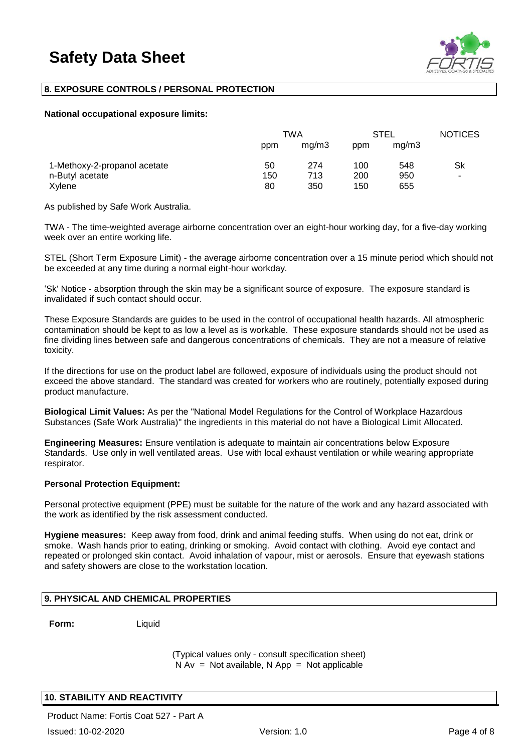## 8. EXPOSURE CONTROLS / PERSONAL PROTECTION

**National occupational exposure limits:**

| | TWA | | STEL | | NOTICES |
|---|---|---|---|---|---|
| | ppm | mg/m3 | ppm | mg/m3 | |
| 1-Methoxy-2-propanol acetate | 50 | 274 | 100 | 548 | Sk |
| n-Butyl acetate | 150 | 713 | 200 | 950 | - |
| Xylene | 80 | 350 | 150 | 655 | |

As published by Safe Work Australia.

TWA - The time-weighted average airborne concentration over an eight-hour working day, for a five-day working week over an entire working life.

STEL (Short Term Exposure Limit) - the average airborne concentration over a 15 minute period which should not be exceeded at any time during a normal eight-hour workday.

'Sk' Notice - absorption through the skin may be a significant source of exposure. The exposure standard is invalidated if such contact should occur.

These Exposure Standards are guides to be used in the control of occupational health hazards. All atmospheric contamination should be kept to as low a level as is workable. These exposure standards should not be used as fine dividing lines between safe and dangerous concentrations of chemicals. They are not a measure of relative toxicity.

If the directions for use on the product label are followed, exposure of individuals using the product should not exceed the above standard. The standard was created for workers who are routinely, potentially exposed during product manufacture.

**Biological Limit Values:** As per the "National Model Regulations for the Control of Workplace Hazardous Substances (Safe Work Australia)" the ingredients in this material do not have a Biological Limit Allocated.

**Engineering Measures:** Ensure ventilation is adequate to maintain air concentrations below Exposure Standards. Use only in well ventilated areas. Use with local exhaust ventilation or while wearing appropriate respirator.

**Personal Protection Equipment:**

Personal protective equipment (PPE) must be suitable for the nature of the work and any hazard associated with the work as identified by the risk assessment conducted.

**Hygiene measures:** Keep away from food, drink and animal feeding stuffs. When using do not eat, drink or smoke. Wash hands prior to eating, drinking or smoking. Avoid contact with clothing. Avoid eye contact and repeated or prolonged skin contact. Avoid inhalation of vapour, mist or aerosols. Ensure that eyewash stations and safety showers are close to the workstation location.

## 9. PHYSICAL AND CHEMICAL PROPERTIES

**Form:** Liquid

(Typical values only - consult specification sheet)
N Av = Not available, N App = Not applicable

## 10. STABILITY AND REACTIVITY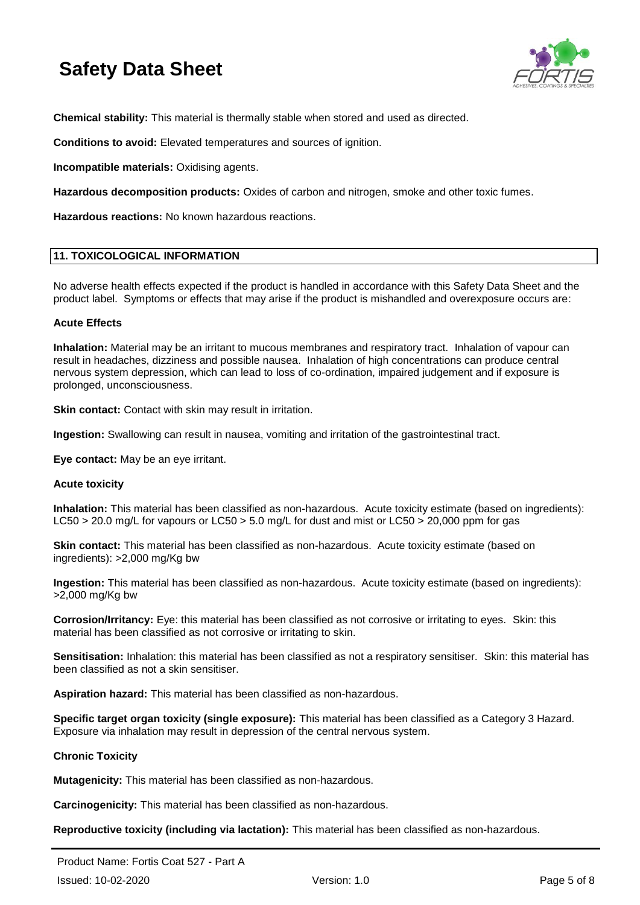**Chemical stability:** This material is thermally stable when stored and used as directed.

**Conditions to avoid:** Elevated temperatures and sources of ignition.

**Incompatible materials:** Oxidising agents.

**Hazardous decomposition products:** Oxides of carbon and nitrogen, smoke and other toxic fumes.

**Hazardous reactions:** No known hazardous reactions.

## 11. TOXICOLOGICAL INFORMATION

No adverse health effects expected if the product is handled in accordance with this Safety Data Sheet and the product label. Symptoms or effects that may arise if the product is mishandled and overexposure occurs are:

### Acute Effects

**Inhalation:** Material may be an irritant to mucous membranes and respiratory tract. Inhalation of vapour can result in headaches, dizziness and possible nausea. Inhalation of high concentrations can produce central nervous system depression, which can lead to loss of co-ordination, impaired judgement and if exposure is prolonged, unconsciousness.

**Skin contact:** Contact with skin may result in irritation.

**Ingestion:** Swallowing can result in nausea, vomiting and irritation of the gastrointestinal tract.

**Eye contact:** May be an eye irritant.

### Acute toxicity

**Inhalation:** This material has been classified as non-hazardous. Acute toxicity estimate (based on ingredients): $LC_{50}$ > 20.0 mg/L for vapours or $LC_{50}$ > 5.0 mg/L for dust and mist or $LC_{50}$ > 20,000 ppm for gas

**Skin contact:** This material has been classified as non-hazardous. Acute toxicity estimate (based on ingredients): >2,000 mg/Kg bw

**Ingestion:** This material has been classified as non-hazardous. Acute toxicity estimate (based on ingredients): >2,000 mg/Kg bw

**Corrosion/Irritancy:** Eye: this material has been classified as not corrosive or irritating to eyes. Skin: this material has been classified as not corrosive or irritating to skin.

**Sensitisation:** Inhalation: this material has been classified as not a respiratory sensitiser. Skin: this material has been classified as not a skin sensitiser.

**Aspiration hazard:** This material has been classified as non-hazardous.

**Specific target organ toxicity (single exposure):** This material has been classified as a Category 3 Hazard. Exposure via inhalation may result in depression of the central nervous system.

### Chronic Toxicity

**Mutagenicity:** This material has been classified as non-hazardous.

**Carcinogenicity:** This material has been classified as non-hazardous.

**Reproductive toxicity (including via lactation):** This material has been classified as non-hazardous.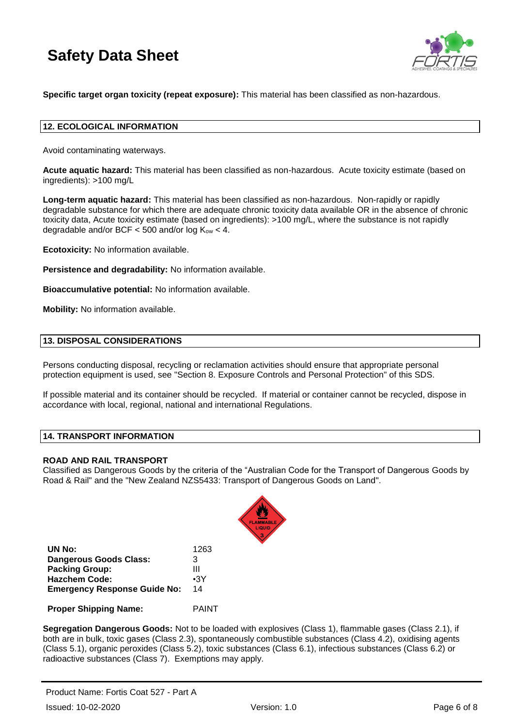**Specific target organ toxicity (repeat exposure):** This material has been classified as non-hazardous.

## 12. ECOLOGICAL INFORMATION

Avoid contaminating waterways.

**Acute aquatic hazard:** This material has been classified as non-hazardous. Acute toxicity estimate (based on ingredients): >100 mg/L

**Long-term aquatic hazard:** This material has been classified as non-hazardous. Non-rapidly or rapidly degradable substance for which there are adequate chronic toxicity data available OR in the absence of chronic toxicity data, Acute toxicity estimate (based on ingredients): >100 mg/L, where the substance is not rapidly degradable and/or BCF < 500 and/or log $K_{ow}$ < 4.

**Ecotoxicity:** No information available.

**Persistence and degradability:** No information available.

**Bioaccumulative potential:** No information available.

**Mobility:** No information available.

## 13. DISPOSAL CONSIDERATIONS

Persons conducting disposal, recycling or reclamation activities should ensure that appropriate personal protection equipment is used, see "Section 8. Exposure Controls and Personal Protection" of this SDS.

If possible material and its container should be recycled. If material or container cannot be recycled, dispose in accordance with local, regional, national and international Regulations.

## 14. TRANSPORT INFORMATION

### ROAD AND RAIL TRANSPORT

Classified as Dangerous Goods by the criteria of the "Australian Code for the Transport of Dangerous Goods by Road & Rail" and the "New Zealand NZS5433: Transport of Dangerous Goods on Land".

FLAMMABLE LIQUID 3

| | |
|---|---|
| **UN No:** | 1263 |
| **Dangerous Goods Class:** | 3 |
| **Packing Group:** | III |
| **Hazchem Code:** | •3Y |
| **Emergency Response Guide No:** | 14 |
| **Proper Shipping Name:** | PAINT |

**Segregation Dangerous Goods:** Not to be loaded with explosives (Class 1), flammable gases (Class 2.1), if both are in bulk, toxic gases (Class 2.3), spontaneously combustible substances (Class 4.2), oxidising agents (Class 5.1), organic peroxides (Class 5.2), toxic substances (Class 6.1), infectious substances (Class 6.2) or radioactive substances (Class 7). Exemptions may apply.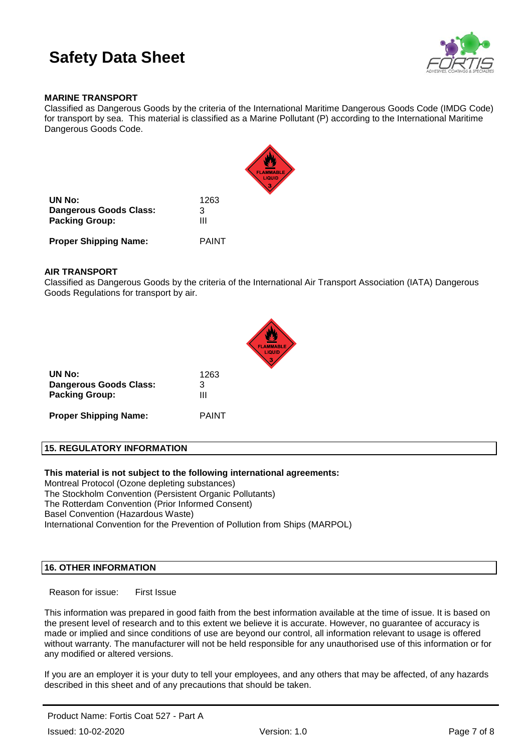**MARINE TRANSPORT**

Classified as Dangerous Goods by the criteria of the International Maritime Dangerous Goods Code (IMDG Code) for transport by sea. This material is classified as a Marine Pollutant (P) according to the International Maritime Dangerous Goods Code.

| | |
|---|---|
| **UN No:** | 1263 |
| **Dangerous Goods Class:** | 3 |
| **Packing Group:** | III |
| **Proper Shipping Name:** | PAINT |

**AIR TRANSPORT**

Classified as Dangerous Goods by the criteria of the International Air Transport Association (IATA) Dangerous Goods Regulations for transport by air.

| | |
|---|---|
| **UN No:** | 1263 |
| **Dangerous Goods Class:** | 3 |
| **Packing Group:** | III |
| **Proper Shipping Name:** | PAINT |

## 15. REGULATORY INFORMATION

**This material is not subject to the following international agreements:**

Montreal Protocol (Ozone depleting substances)
The Stockholm Convention (Persistent Organic Pollutants)
The Rotterdam Convention (Prior Informed Consent)
Basel Convention (Hazardous Waste)
International Convention for the Prevention of Pollution from Ships (MARPOL)

## 16. OTHER INFORMATION

Reason for issue: First Issue

This information was prepared in good faith from the best information available at the time of issue. It is based on the present level of research and to this extent we believe it is accurate. However, no guarantee of accuracy is made or implied and since conditions of use are beyond our control, all information relevant to usage is offered without warranty. The manufacturer will not be held responsible for any unauthorised use of this information or for any modified or altered versions.

If you are an employer it is your duty to tell your employees, and any others that may be affected, of any hazards described in this sheet and of any precautions that should be taken.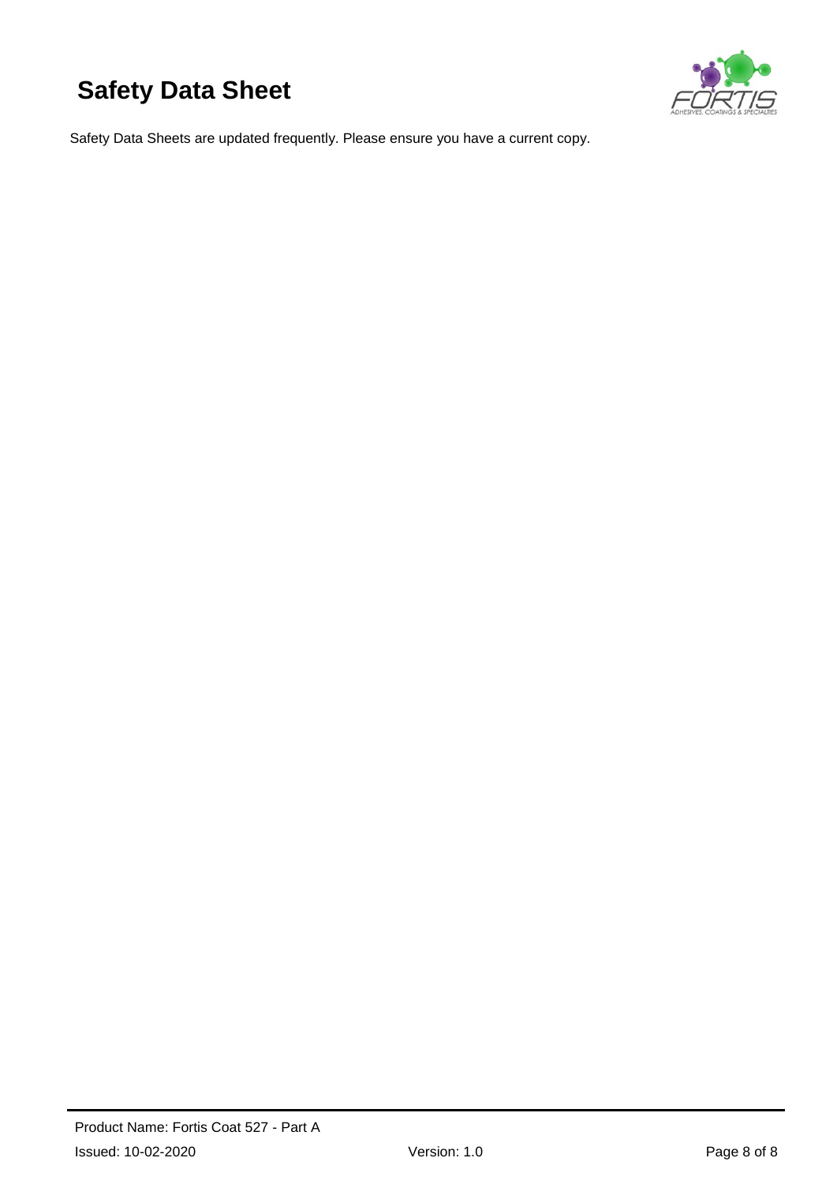Safety Data Sheets are updated frequently. Please ensure you have a current copy.